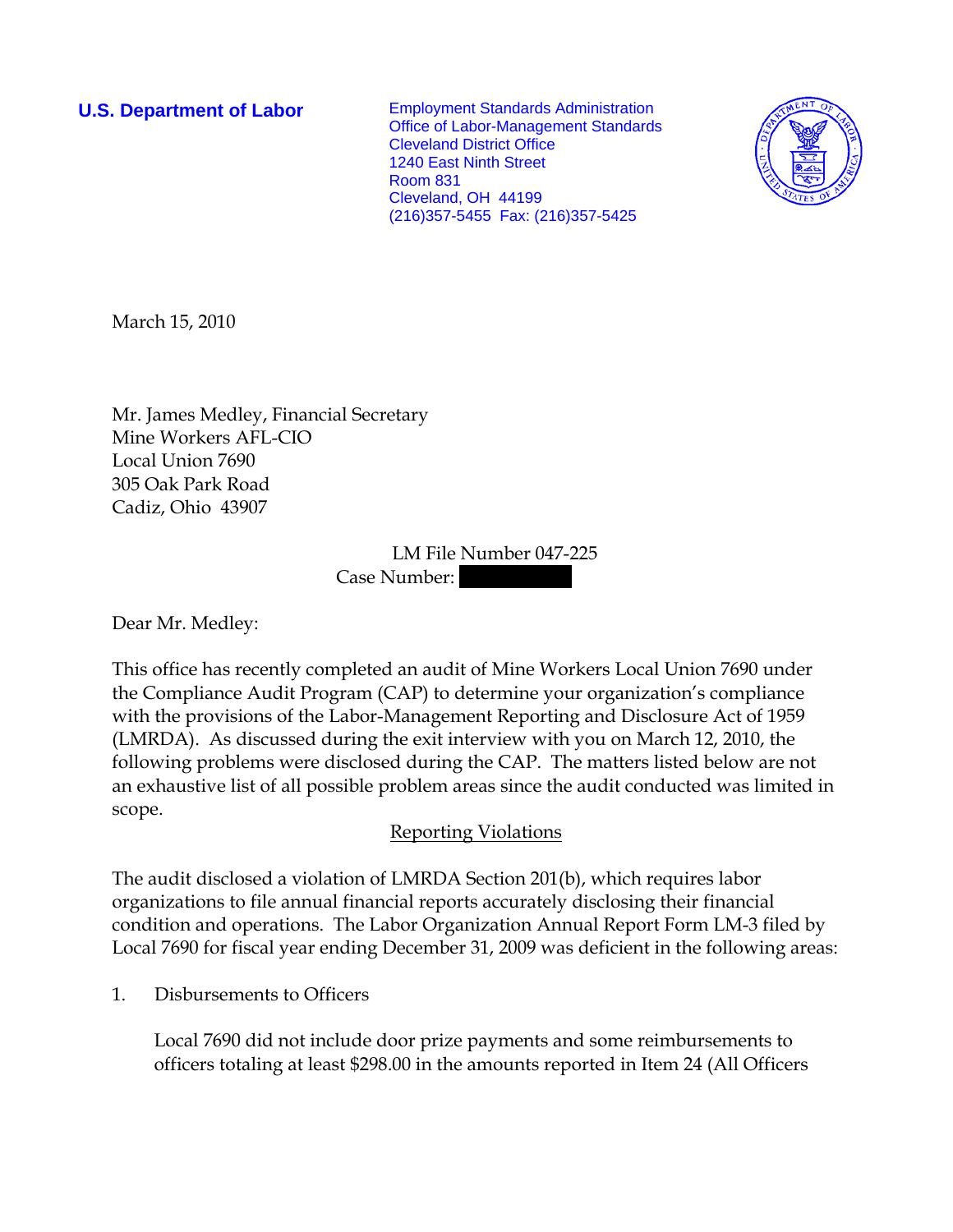**U.S. Department of Labor**

Employment Standards Administration
Office of Labor-Management Standards
Cleveland District Office
1240 East Ninth Street
Room 831
Cleveland, OH 44199
(216)357-5455 Fax: (216)357-5425

March 15, 2010

Mr. James Medley, Financial Secretary
Mine Workers AFL-CIO
Local Union 7690
305 Oak Park Road
Cadiz, Ohio 43907

LM File Number 047-225
Case Number:

Dear Mr. Medley:

This office has recently completed an audit of Mine Workers Local Union 7690 under the Compliance Audit Program (CAP) to determine your organization's compliance with the provisions of the Labor-Management Reporting and Disclosure Act of 1959 (LMRDA). As discussed during the exit interview with you on March 12, 2010, the following problems were disclosed during the CAP. The matters listed below are not an exhaustive list of all possible problem areas since the audit conducted was limited in scope.

## Reporting Violations

The audit disclosed a violation of LMRDA Section 201(b), which requires labor organizations to file annual financial reports accurately disclosing their financial condition and operations. The Labor Organization Annual Report Form LM-3 filed by Local 7690 for fiscal year ending December 31, 2009 was deficient in the following areas:

1. Disbursements to Officers

   Local 7690 did not include door prize payments and some reimbursements to officers totaling at least $298.00 in the amounts reported in Item 24 (All Officers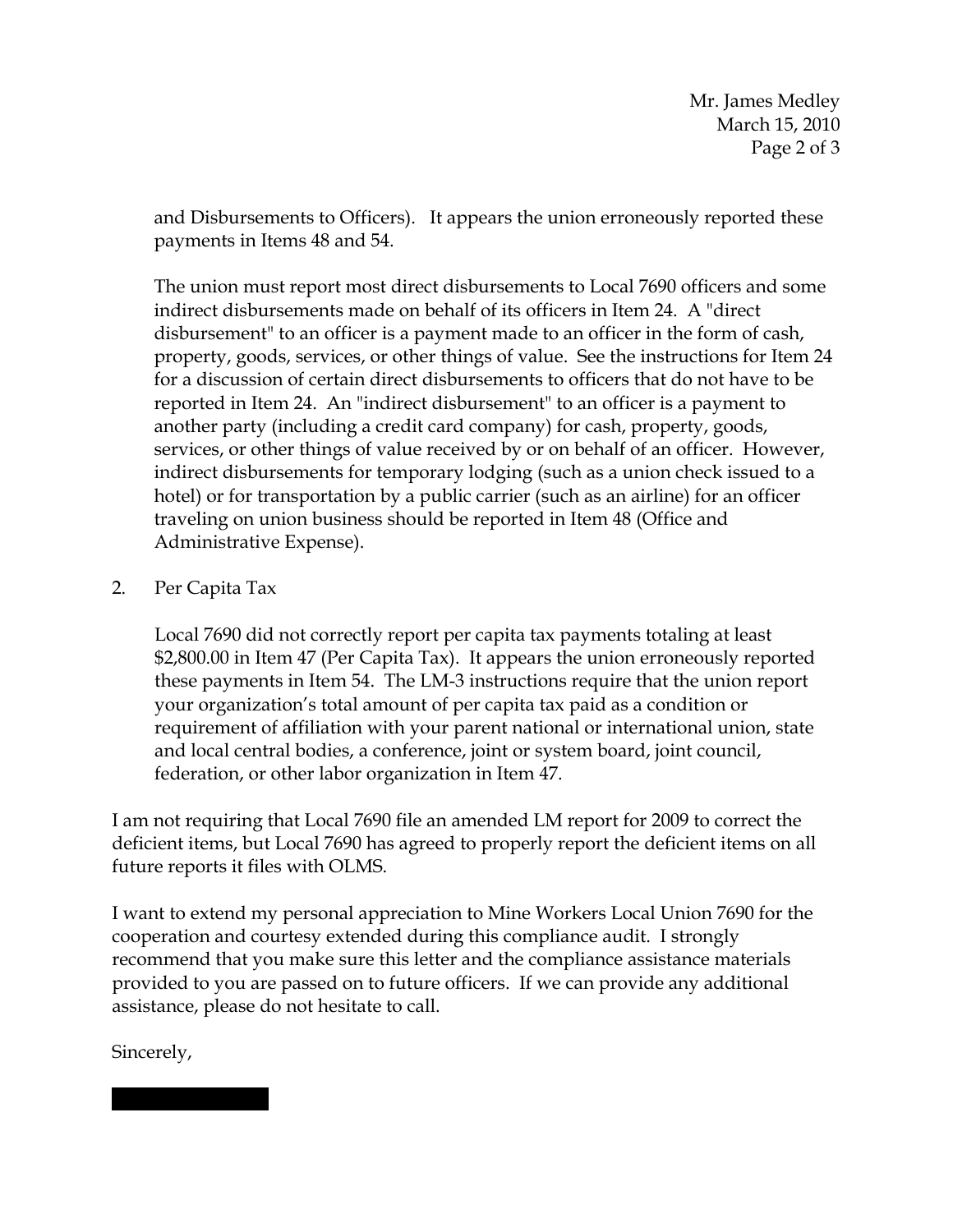and Disbursements to Officers). It appears the union erroneously reported these payments in Items 48 and 54.

The union must report most direct disbursements to Local 7690 officers and some indirect disbursements made on behalf of its officers in Item 24. A "direct disbursement" to an officer is a payment made to an officer in the form of cash, property, goods, services, or other things of value. See the instructions for Item 24 for a discussion of certain direct disbursements to officers that do not have to be reported in Item 24. An "indirect disbursement" to an officer is a payment to another party (including a credit card company) for cash, property, goods, services, or other things of value received by or on behalf of an officer. However, indirect disbursements for temporary lodging (such as a union check issued to a hotel) or for transportation by a public carrier (such as an airline) for an officer traveling on union business should be reported in Item 48 (Office and Administrative Expense).

2. Per Capita Tax

   Local 7690 did not correctly report per capita tax payments totaling at least $2,800.00 in Item 47 (Per Capita Tax). It appears the union erroneously reported these payments in Item 54. The LM-3 instructions require that the union report your organization's total amount of per capita tax paid as a condition or requirement of affiliation with your parent national or international union, state and local central bodies, a conference, joint or system board, joint council, federation, or other labor organization in Item 47.

I am not requiring that Local 7690 file an amended LM report for 2009 to correct the deficient items, but Local 7690 has agreed to properly report the deficient items on all future reports it files with OLMS.

I want to extend my personal appreciation to Mine Workers Local Union 7690 for the cooperation and courtesy extended during this compliance audit. I strongly recommend that you make sure this letter and the compliance assistance materials provided to you are passed on to future officers. If we can provide any additional assistance, please do not hesitate to call.

Sincerely,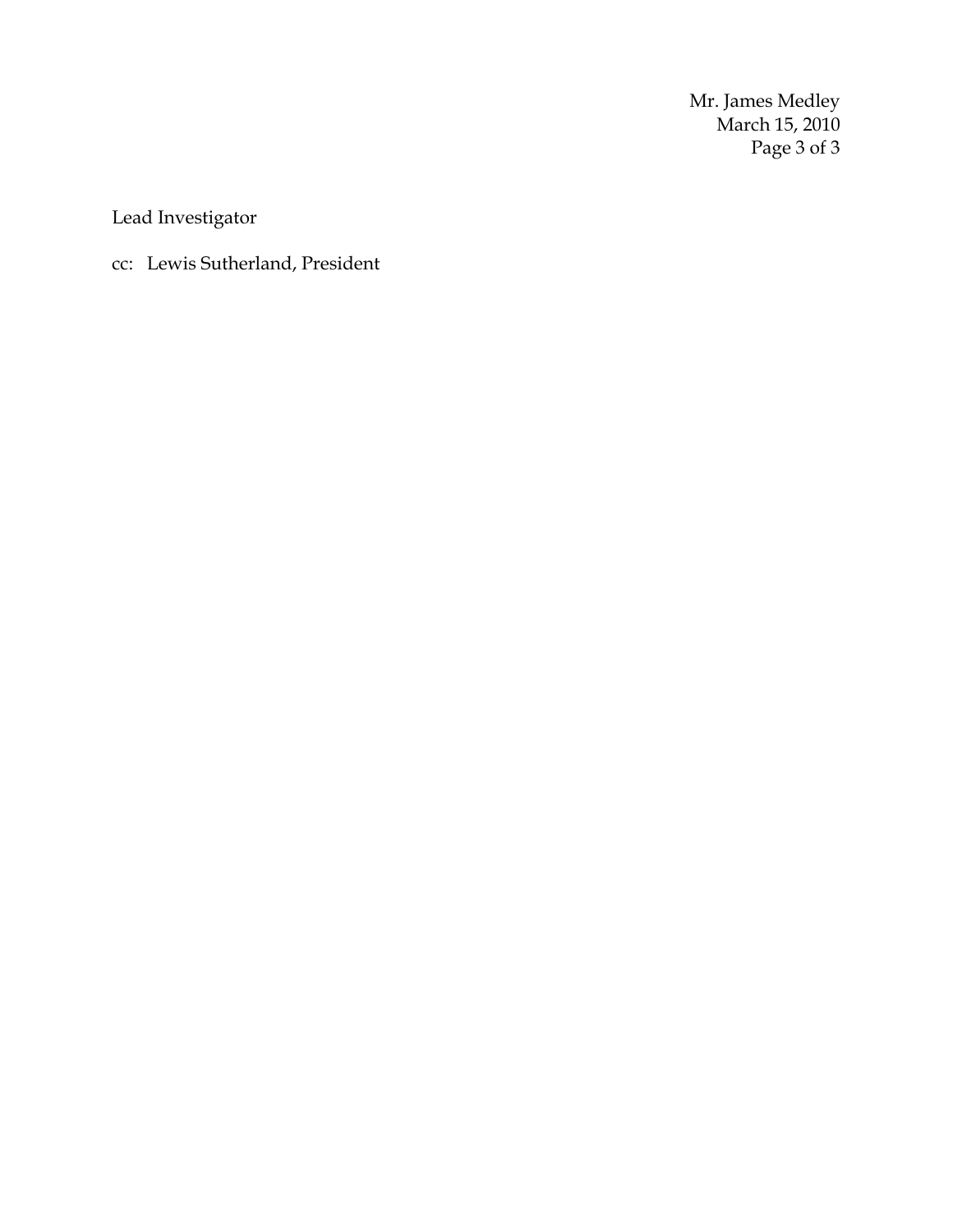Lead Investigator

cc: Lewis Sutherland, President